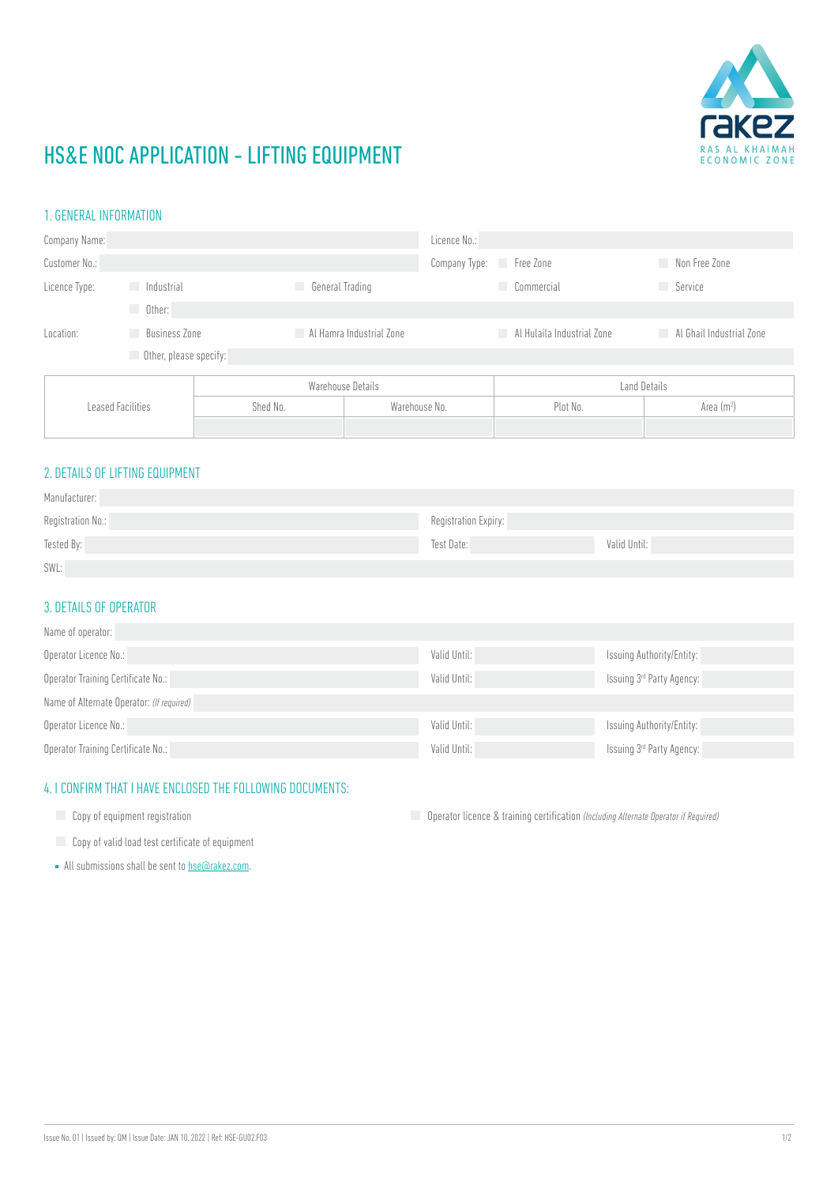# HS&E NOC APPLICATION - LIFTING EQUIPMENT

## 1. GENERAL INFORMATION

Company Name: 

Licence No.: 

Customer No.: 

Company Type: ☐ Free Zone ☐ Non Free Zone

Licence Type: ☐ Industrial ☐ General Trading ☐ Commercial ☐ Service

☐ Other: 

Location: ☐ Business Zone ☐ Al Hamra Industrial Zone ☐ Al Hulaila Industrial Zone ☐ Al Ghail Industrial Zone

☐ Other, please specify: 

| Leased Facilities | Warehouse Details | | Land Details | |
|---|---|---|---|---|
| | Shed No. | Warehouse No. | Plot No. | Area ($m^2$) |
| | | | | |

## 2. DETAILS OF LIFTING EQUIPMENT

Manufacturer: 

Registration No.: 

Registration Expiry: 

Tested By: 

Test Date: 

Valid Until: 

SWL: 

## 3. DETAILS OF OPERATOR

Name of operator: 

Operator Licence No.: 

Valid Until: 

Issuing Authority/Entity: 

Operator Training Certificate No.: 

Valid Until: 

Issuing 3rd Party Agency: 

Name of Alternate Operator: *(If required)*

Operator Licence No.: 

Valid Until: 

Issuing Authority/Entity: 

Operator Training Certificate No.: 

Valid Until: 

Issuing 3rd Party Agency: 

## 4. I CONFIRM THAT I HAVE ENCLOSED THE FOLLOWING DOCUMENTS:

☐ Copy of equipment registration

☐ Operator licence & training certification *(Including Alternate Operator if Required)*

☐ Copy of valid load test certificate of equipment

- All submissions shall be sent to hse@rakez.com.

Issue No. 01 | Issued by: QM | Issue Date: JAN 10, 2022 | Ref: HSE-GU02.F03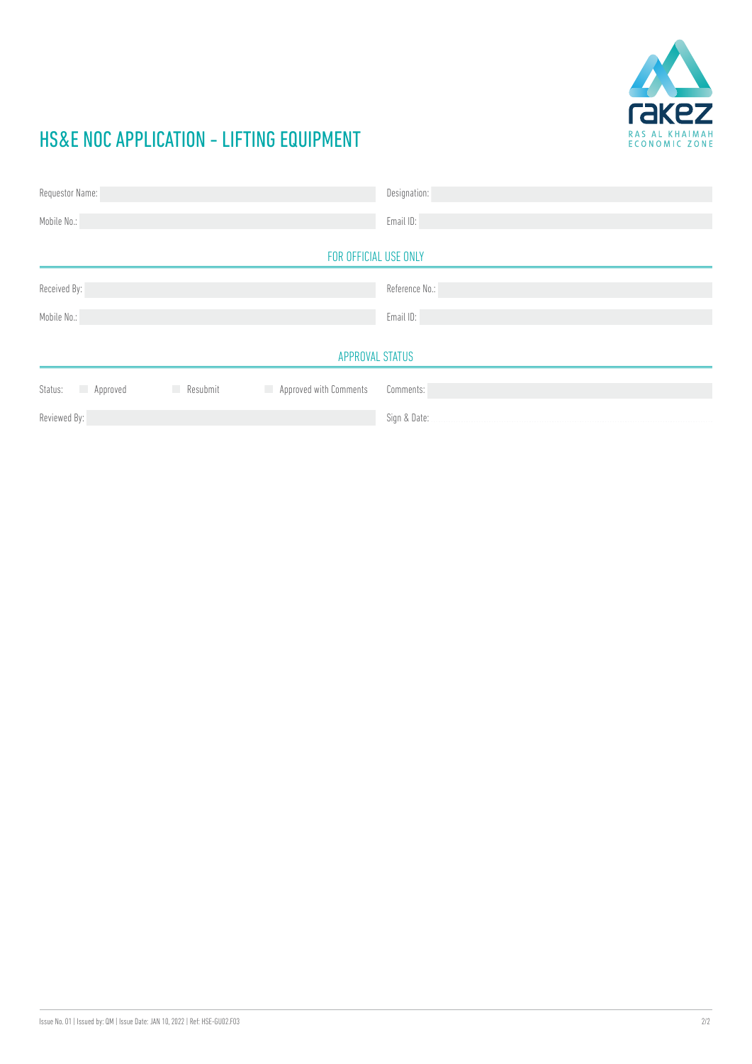# HS&E NOC APPLICATION - LIFTING EQUIPMENT

| | |
|---|---|
| Requestor Name: | Designation: |
| Mobile No.: | Email ID: |

## FOR OFFICIAL USE ONLY

| | |
|---|---|
| Received By: | Reference No.: |
| Mobile No.: | Email ID: |

## APPROVAL STATUS

| | | | | |
|---|---|---|---|---|
| Status: | ☐ Approved | ☐ Resubmit | ☐ Approved with Comments | Comments: |
| Reviewed By: | | | | Sign & Date: |

Issue No. 01 | Issued by: QM | Issue Date: JAN 10, 2022 | Ref: HSE-GU02.F03